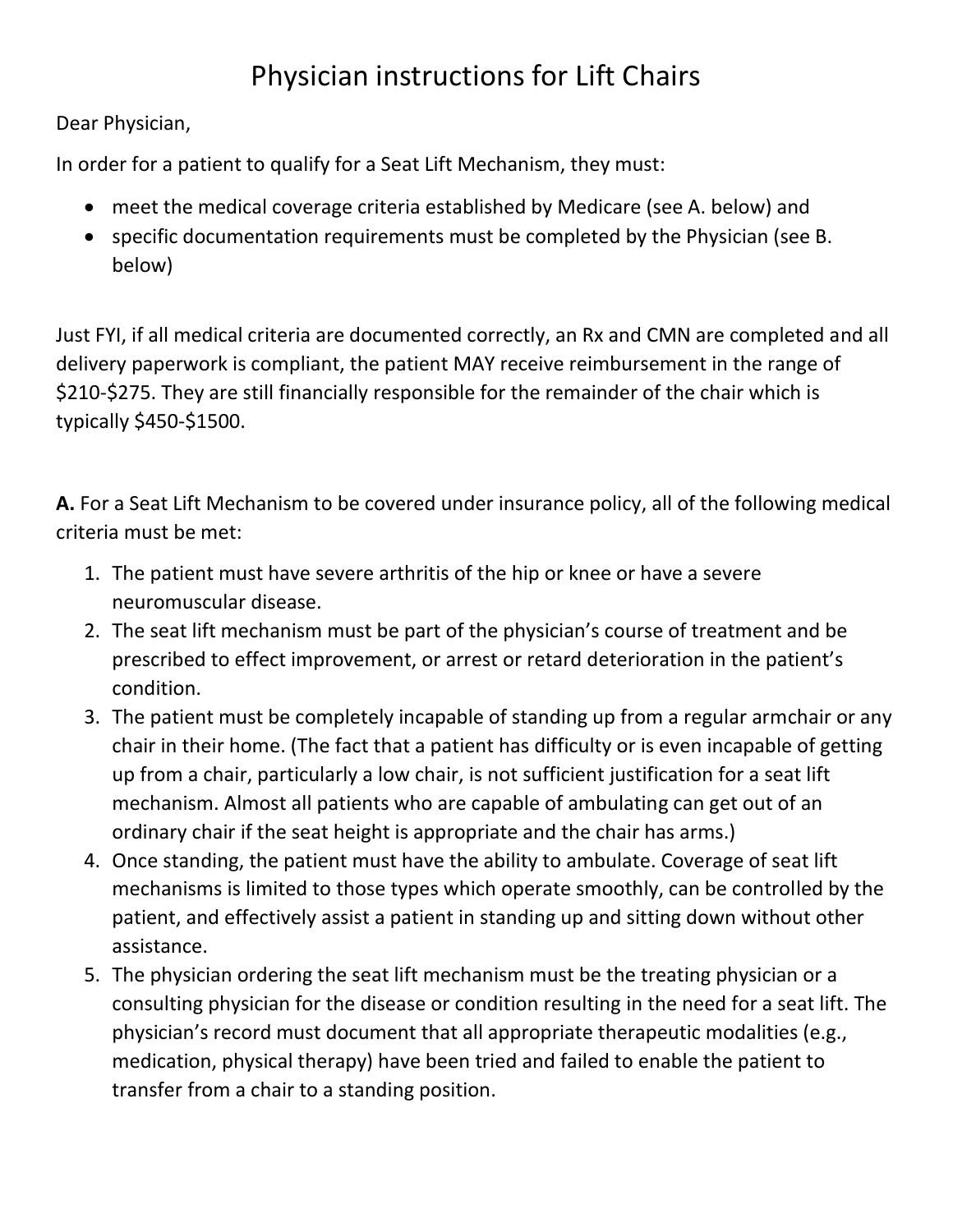# Physician instructions for Lift Chairs

Dear Physician,

In order for a patient to qualify for a Seat Lift Mechanism, they must:

- meet the medical coverage criteria established by Medicare (see A. below) and
- specific documentation requirements must be completed by the Physician (see B. below)

Just FYI, if all medical criteria are documented correctly, an Rx and CMN are completed and all delivery paperwork is compliant, the patient MAY receive reimbursement in the range of $210-$275. They are still financially responsible for the remainder of the chair which is typically $450-$1500.

**A.** For a Seat Lift Mechanism to be covered under insurance policy, all of the following medical criteria must be met:

1. The patient must have severe arthritis of the hip or knee or have a severe neuromuscular disease.
2. The seat lift mechanism must be part of the physician's course of treatment and be prescribed to effect improvement, or arrest or retard deterioration in the patient's condition.
3. The patient must be completely incapable of standing up from a regular armchair or any chair in their home. (The fact that a patient has difficulty or is even incapable of getting up from a chair, particularly a low chair, is not sufficient justification for a seat lift mechanism. Almost all patients who are capable of ambulating can get out of an ordinary chair if the seat height is appropriate and the chair has arms.)
4. Once standing, the patient must have the ability to ambulate. Coverage of seat lift mechanisms is limited to those types which operate smoothly, can be controlled by the patient, and effectively assist a patient in standing up and sitting down without other assistance.
5. The physician ordering the seat lift mechanism must be the treating physician or a consulting physician for the disease or condition resulting in the need for a seat lift. The physician's record must document that all appropriate therapeutic modalities (e.g., medication, physical therapy) have been tried and failed to enable the patient to transfer from a chair to a standing position.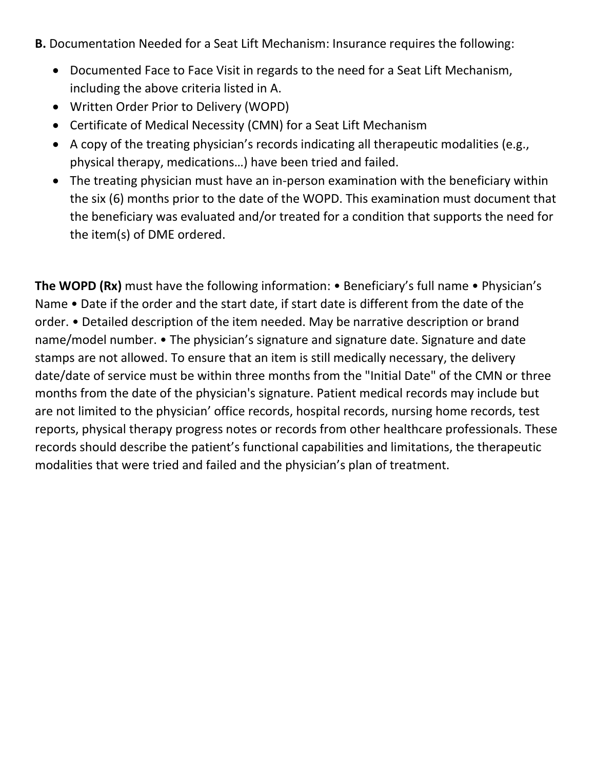**B.** Documentation Needed for a Seat Lift Mechanism: Insurance requires the following:

- Documented Face to Face Visit in regards to the need for a Seat Lift Mechanism, including the above criteria listed in A.
- Written Order Prior to Delivery (WOPD)
- Certificate of Medical Necessity (CMN) for a Seat Lift Mechanism
- A copy of the treating physician's records indicating all therapeutic modalities (e.g., physical therapy, medications…) have been tried and failed.
- The treating physician must have an in-person examination with the beneficiary within the six (6) months prior to the date of the WOPD. This examination must document that the beneficiary was evaluated and/or treated for a condition that supports the need for the item(s) of DME ordered.

**The WOPD (Rx)** must have the following information: • Beneficiary's full name • Physician's Name • Date if the order and the start date, if start date is different from the date of the order. • Detailed description of the item needed. May be narrative description or brand name/model number. • The physician's signature and signature date. Signature and date stamps are not allowed. To ensure that an item is still medically necessary, the delivery date/date of service must be within three months from the "Initial Date" of the CMN or three months from the date of the physician's signature. Patient medical records may include but are not limited to the physician' office records, hospital records, nursing home records, test reports, physical therapy progress notes or records from other healthcare professionals. These records should describe the patient's functional capabilities and limitations, the therapeutic modalities that were tried and failed and the physician's plan of treatment.